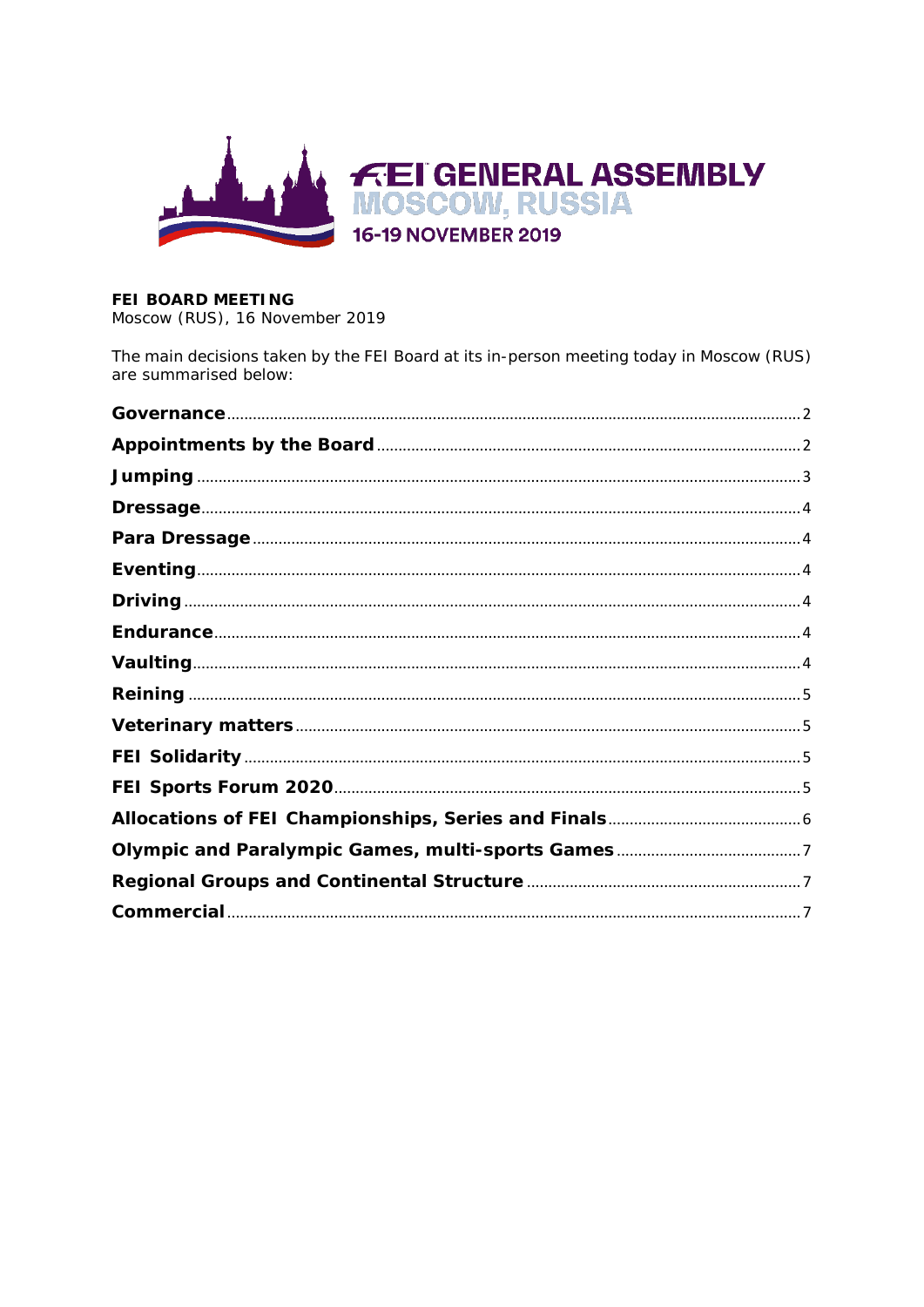FEI GENERAL ASSEMBLY
MOSCOW, RUSSIA
16-19 NOVEMBER 2019

**FEI BOARD MEETING**
Moscow (RUS), 16 November 2019

The main decisions taken by the FEI Board at its in-person meeting today in Moscow (RUS) are summarised below:

**Governance** .......... 2
**Appointments by the Board** .......... 2
**Jumping** .......... 3
**Dressage** .......... 4
**Para Dressage** .......... 4
**Eventing** .......... 4
**Driving** .......... 4
**Endurance** .......... 4
**Vaulting** .......... 4
**Reining** .......... 5
**Veterinary matters** .......... 5
**FEI Solidarity** .......... 5
**FEI Sports Forum 2020** .......... 5
**Allocations of FEI Championships, Series and Finals** .......... 6
**Olympic and Paralympic Games, multi-sports Games** .......... 7
**Regional Groups and Continental Structure** .......... 7
**Commercial** .......... 7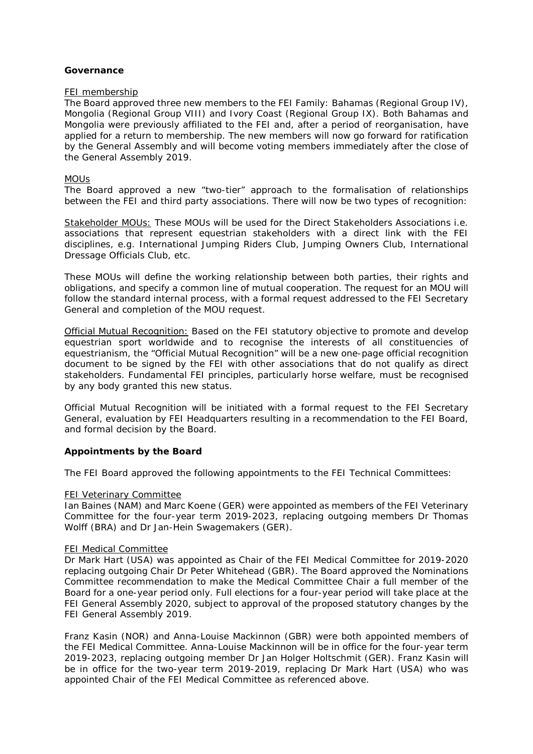## Governance

FEI membership

The Board approved three new members to the FEI Family: Bahamas (Regional Group IV), Mongolia (Regional Group VIII) and Ivory Coast (Regional Group IX). Both Bahamas and Mongolia were previously affiliated to the FEI and, after a period of reorganisation, have applied for a return to membership. The new members will now go forward for ratification by the General Assembly and will become voting members immediately after the close of the General Assembly 2019.

MOUs

The Board approved a new "two-tier" approach to the formalisation of relationships between the FEI and third party associations. There will now be two types of recognition:

Stakeholder MOUs: These MOUs will be used for the Direct Stakeholders Associations i.e. associations that represent equestrian stakeholders with a direct link with the FEI disciplines, e.g. International Jumping Riders Club, Jumping Owners Club, International Dressage Officials Club, etc.

These MOUs will define the working relationship between both parties, their rights and obligations, and specify a common line of mutual cooperation. The request for an MOU will follow the standard internal process, with a formal request addressed to the FEI Secretary General and completion of the MOU request.

Official Mutual Recognition: Based on the FEI statutory objective to promote and develop equestrian sport worldwide and to recognise the interests of all constituencies of equestrianism, the "Official Mutual Recognition" will be a new one-page official recognition document to be signed by the FEI with other associations that do not qualify as direct stakeholders. Fundamental FEI principles, particularly horse welfare, must be recognised by any body granted this new status.

Official Mutual Recognition will be initiated with a formal request to the FEI Secretary General, evaluation by FEI Headquarters resulting in a recommendation to the FEI Board, and formal decision by the Board.

## Appointments by the Board

The FEI Board approved the following appointments to the FEI Technical Committees:

FEI Veterinary Committee

Ian Baines (NAM) and Marc Koene (GER) were appointed as members of the FEI Veterinary Committee for the four-year term 2019-2023, replacing outgoing members Dr Thomas Wolff (BRA) and Dr Jan-Hein Swagemakers (GER).

FEI Medical Committee

Dr Mark Hart (USA) was appointed as Chair of the FEI Medical Committee for 2019-2020 replacing outgoing Chair Dr Peter Whitehead (GBR). The Board approved the Nominations Committee recommendation to make the Medical Committee Chair a full member of the Board for a one-year period only. Full elections for a four-year period will take place at the FEI General Assembly 2020, subject to approval of the proposed statutory changes by the FEI General Assembly 2019.

Franz Kasin (NOR) and Anna-Louise Mackinnon (GBR) were both appointed members of the FEI Medical Committee. Anna-Louise Mackinnon will be in office for the four-year term 2019-2023, replacing outgoing member Dr Jan Holger Holtschmit (GER). Franz Kasin will be in office for the two-year term 2019-2019, replacing Dr Mark Hart (USA) who was appointed Chair of the FEI Medical Committee as referenced above.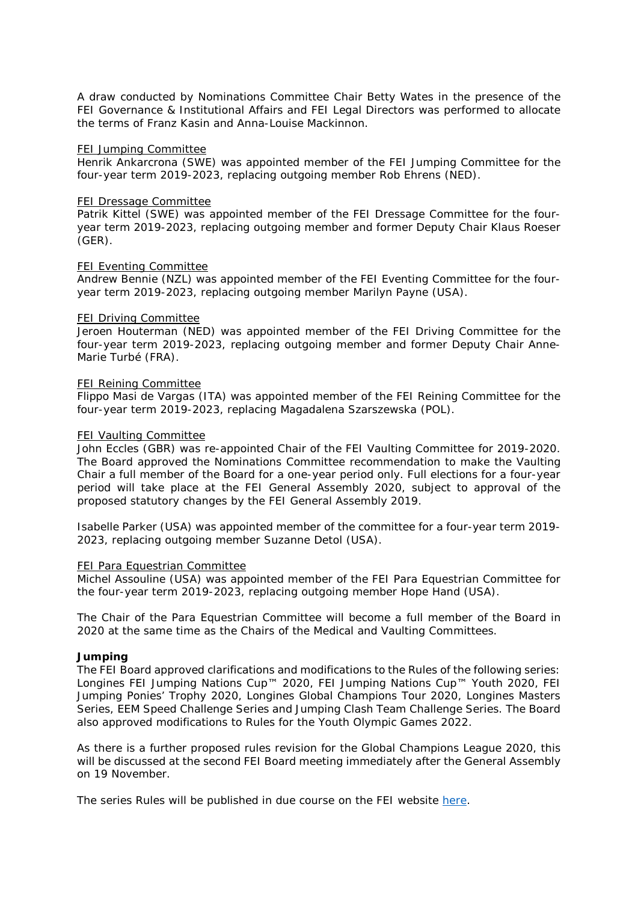A draw conducted by Nominations Committee Chair Betty Wates in the presence of the FEI Governance & Institutional Affairs and FEI Legal Directors was performed to allocate the terms of Franz Kasin and Anna-Louise Mackinnon.

<u>FEI Jumping Committee</u>
Henrik Ankarcrona (SWE) was appointed member of the FEI Jumping Committee for the four-year term 2019-2023, replacing outgoing member Rob Ehrens (NED).

<u>FEI Dressage Committee</u>
Patrik Kittel (SWE) was appointed member of the FEI Dressage Committee for the four-year term 2019-2023, replacing outgoing member and former Deputy Chair Klaus Roeser (GER).

<u>FEI Eventing Committee</u>
Andrew Bennie (NZL) was appointed member of the FEI Eventing Committee for the four-year term 2019-2023, replacing outgoing member Marilyn Payne (USA).

<u>FEI Driving Committee</u>
Jeroen Houterman (NED) was appointed member of the FEI Driving Committee for the four-year term 2019-2023, replacing outgoing member and former Deputy Chair Anne-Marie Turbé (FRA).

<u>FEI Reining Committee</u>
Flippo Masi de Vargas (ITA) was appointed member of the FEI Reining Committee for the four-year term 2019-2023, replacing Magadalena Szarszewska (POL).

<u>FEI Vaulting Committee</u>
John Eccles (GBR) was re-appointed Chair of the FEI Vaulting Committee for 2019-2020. The Board approved the Nominations Committee recommendation to make the Vaulting Chair a full member of the Board for a one-year period only. Full elections for a four-year period will take place at the FEI General Assembly 2020, subject to approval of the proposed statutory changes by the FEI General Assembly 2019.

Isabelle Parker (USA) was appointed member of the committee for a four-year term 2019-2023, replacing outgoing member Suzanne Detol (USA).

<u>FEI Para Equestrian Committee</u>
Michel Assouline (USA) was appointed member of the FEI Para Equestrian Committee for the four-year term 2019-2023, replacing outgoing member Hope Hand (USA).

The Chair of the Para Equestrian Committee will become a full member of the Board in 2020 at the same time as the Chairs of the Medical and Vaulting Committees.

**Jumping**
The FEI Board approved clarifications and modifications to the Rules of the following series: Longines FEI Jumping Nations Cup™ 2020, FEI Jumping Nations Cup™ Youth 2020, FEI Jumping Ponies' Trophy 2020, Longines Global Champions Tour 2020, Longines Masters Series, EEM Speed Challenge Series and Jumping Clash Team Challenge Series. The Board also approved modifications to Rules for the Youth Olympic Games 2022.

As there is a further proposed rules revision for the Global Champions League 2020, this will be discussed at the second FEI Board meeting immediately after the General Assembly on 19 November.

The series Rules will be published in due course on the FEI website here.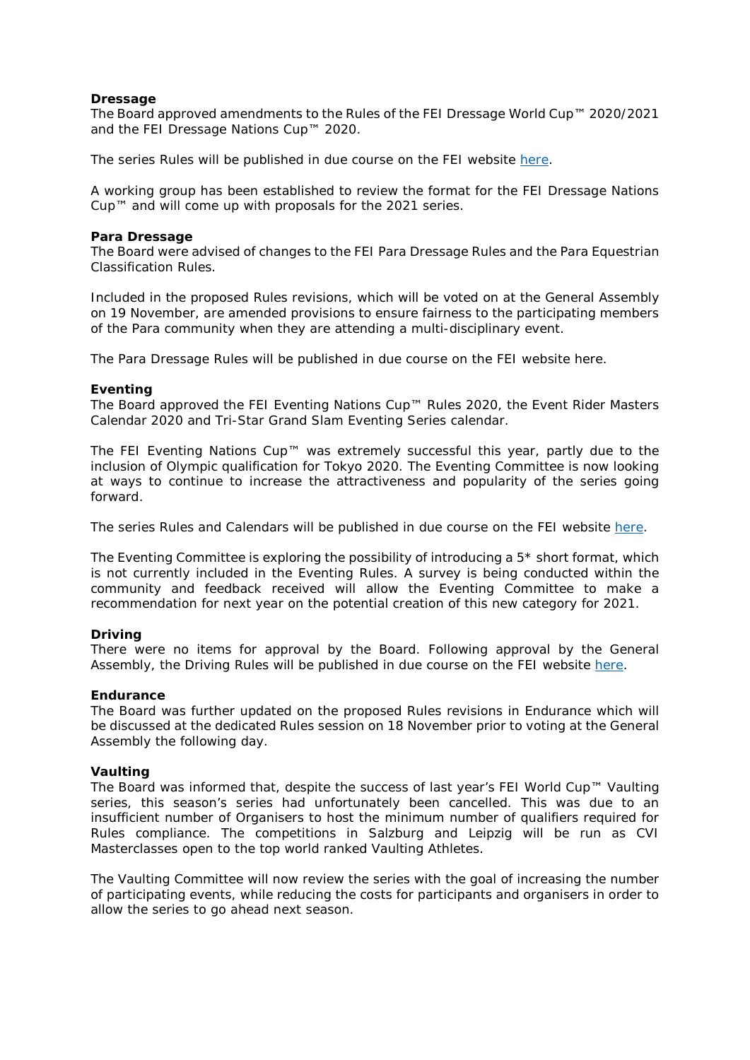**Dressage**
The Board approved amendments to the Rules of the FEI Dressage World Cup™ 2020/2021 and the FEI Dressage Nations Cup™ 2020.

The series Rules will be published in due course on the FEI website here.

A working group has been established to review the format for the FEI Dressage Nations Cup™ and will come up with proposals for the 2021 series.

**Para Dressage**
The Board were advised of changes to the FEI Para Dressage Rules and the Para Equestrian Classification Rules.

Included in the proposed Rules revisions, which will be voted on at the General Assembly on 19 November, are amended provisions to ensure fairness to the participating members of the Para community when they are attending a multi-disciplinary event.

The Para Dressage Rules will be published in due course on the FEI website here.

**Eventing**
The Board approved the FEI Eventing Nations Cup™ Rules 2020, the Event Rider Masters Calendar 2020 and Tri-Star Grand Slam Eventing Series calendar.

The FEI Eventing Nations Cup™ was extremely successful this year, partly due to the inclusion of Olympic qualification for Tokyo 2020. The Eventing Committee is now looking at ways to continue to increase the attractiveness and popularity of the series going forward.

The series Rules and Calendars will be published in due course on the FEI website here.

The Eventing Committee is exploring the possibility of introducing a 5* short format, which is not currently included in the Eventing Rules. A survey is being conducted within the community and feedback received will allow the Eventing Committee to make a recommendation for next year on the potential creation of this new category for 2021.

**Driving**
There were no items for approval by the Board. Following approval by the General Assembly, the Driving Rules will be published in due course on the FEI website here.

**Endurance**
The Board was further updated on the proposed Rules revisions in Endurance which will be discussed at the dedicated Rules session on 18 November prior to voting at the General Assembly the following day.

**Vaulting**
The Board was informed that, despite the success of last year's FEI World Cup™ Vaulting series, this season's series had unfortunately been cancelled. This was due to an insufficient number of Organisers to host the minimum number of qualifiers required for Rules compliance. The competitions in Salzburg and Leipzig will be run as CVI Masterclasses open to the top world ranked Vaulting Athletes.

The Vaulting Committee will now review the series with the goal of increasing the number of participating events, while reducing the costs for participants and organisers in order to allow the series to go ahead next season.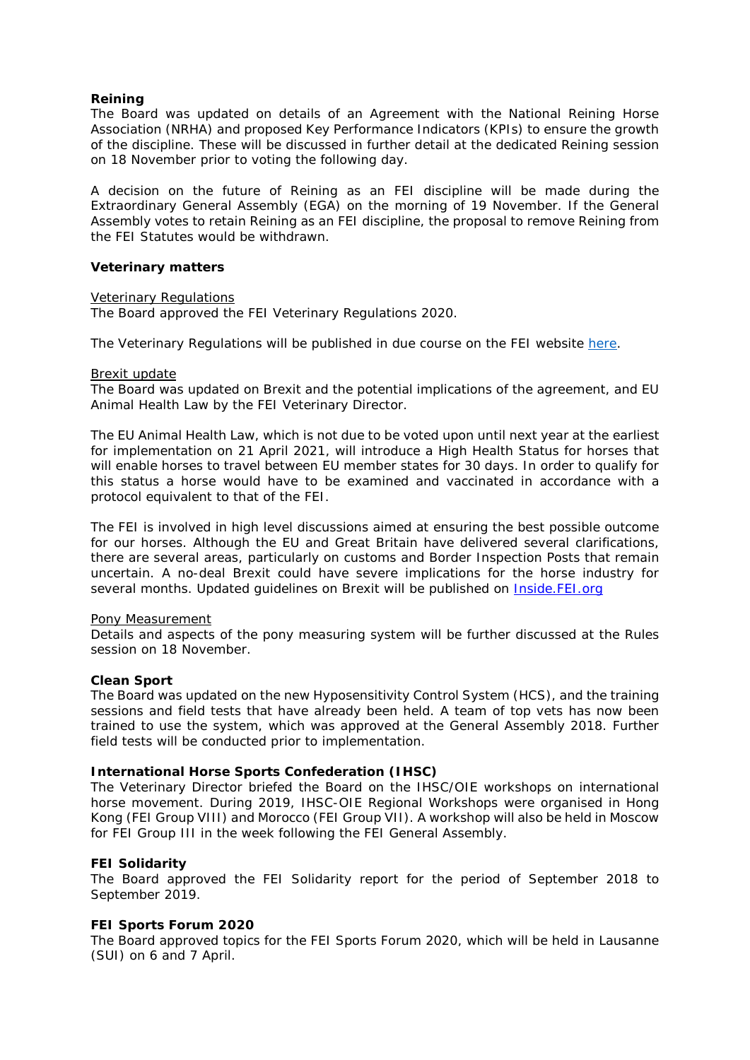**Reining**

The Board was updated on details of an Agreement with the National Reining Horse Association (NRHA) and proposed Key Performance Indicators (KPIs) to ensure the growth of the discipline. These will be discussed in further detail at the dedicated Reining session on 18 November prior to voting the following day.

A decision on the future of Reining as an FEI discipline will be made during the Extraordinary General Assembly (EGA) on the morning of 19 November. If the General Assembly votes to retain Reining as an FEI discipline, the proposal to remove Reining from the FEI Statutes would be withdrawn.

**Veterinary matters**

Veterinary Regulations

The Board approved the FEI Veterinary Regulations 2020.

The Veterinary Regulations will be published in due course on the FEI website here.

Brexit update

The Board was updated on Brexit and the potential implications of the agreement, and EU Animal Health Law by the FEI Veterinary Director.

The EU Animal Health Law, which is not due to be voted upon until next year at the earliest for implementation on 21 April 2021, will introduce a High Health Status for horses that will enable horses to travel between EU member states for 30 days. In order to qualify for this status a horse would have to be examined and vaccinated in accordance with a protocol equivalent to that of the FEI.

The FEI is involved in high level discussions aimed at ensuring the best possible outcome for our horses. Although the EU and Great Britain have delivered several clarifications, there are several areas, particularly on customs and Border Inspection Posts that remain uncertain. A no-deal Brexit could have severe implications for the horse industry for several months. Updated guidelines on Brexit will be published on Inside.FEI.org

Pony Measurement

Details and aspects of the pony measuring system will be further discussed at the Rules session on 18 November.

**Clean Sport**

The Board was updated on the new Hyposensitivity Control System (HCS), and the training sessions and field tests that have already been held. A team of top vets has now been trained to use the system, which was approved at the General Assembly 2018. Further field tests will be conducted prior to implementation.

**International Horse Sports Confederation (IHSC)**

The Veterinary Director briefed the Board on the IHSC/OIE workshops on international horse movement. During 2019, IHSC-OIE Regional Workshops were organised in Hong Kong (FEI Group VIII) and Morocco (FEI Group VII). A workshop will also be held in Moscow for FEI Group III in the week following the FEI General Assembly.

**FEI Solidarity**

The Board approved the FEI Solidarity report for the period of September 2018 to September 2019.

**FEI Sports Forum 2020**

The Board approved topics for the FEI Sports Forum 2020, which will be held in Lausanne (SUI) on 6 and 7 April.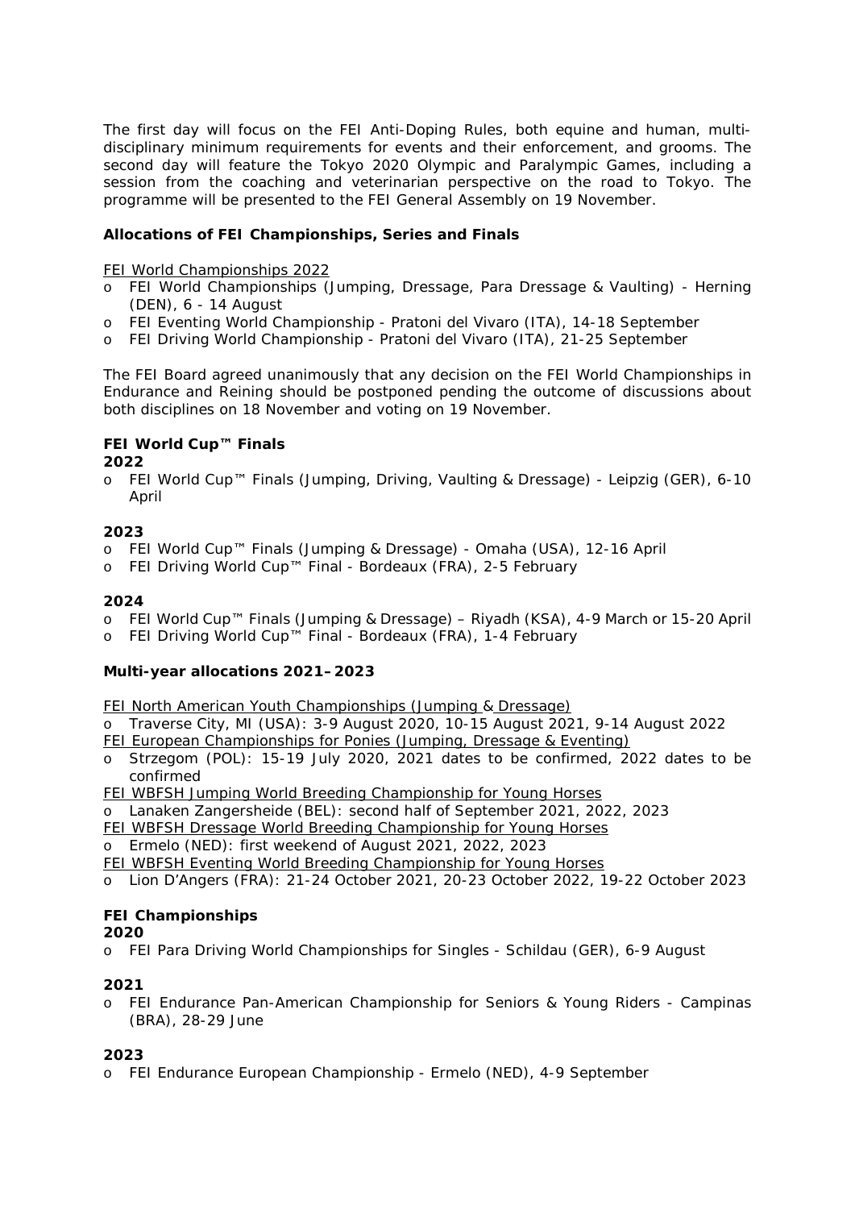The first day will focus on the FEI Anti-Doping Rules, both equine and human, multi-disciplinary minimum requirements for events and their enforcement, and grooms. The second day will feature the Tokyo 2020 Olympic and Paralympic Games, including a session from the coaching and veterinarian perspective on the road to Tokyo. The programme will be presented to the FEI General Assembly on 19 November.

**Allocations of FEI Championships, Series and Finals**

FEI World Championships 2022

- FEI World Championships (Jumping, Dressage, Para Dressage & Vaulting) - Herning (DEN), 6 - 14 August
- FEI Eventing World Championship - Pratoni del Vivaro (ITA), 14-18 September
- FEI Driving World Championship - Pratoni del Vivaro (ITA), 21-25 September

The FEI Board agreed unanimously that any decision on the FEI World Championships in Endurance and Reining should be postponed pending the outcome of discussions about both disciplines on 18 November and voting on 19 November.

**FEI World Cup™ Finals**

**2022**

- FEI World Cup™ Finals (Jumping, Driving, Vaulting & Dressage) - Leipzig (GER), 6-10 April

**2023**

- FEI World Cup™ Finals (Jumping & Dressage) - Omaha (USA), 12-16 April
- FEI Driving World Cup™ Final - Bordeaux (FRA), 2-5 February

**2024**

- FEI World Cup™ Finals (Jumping & Dressage) – Riyadh (KSA), 4-9 March or 15-20 April
- FEI Driving World Cup™ Final - Bordeaux (FRA), 1-4 February

**Multi-year allocations 2021–2023**

FEI North American Youth Championships (Jumping & Dressage)

- Traverse City, MI (USA): 3-9 August 2020, 10-15 August 2021, 9-14 August 2022

FEI European Championships for Ponies (Jumping, Dressage & Eventing)

- Strzegom (POL): 15-19 July 2020, 2021 dates to be confirmed, 2022 dates to be confirmed

FEI WBFSH Jumping World Breeding Championship for Young Horses

- Lanaken Zangersheide (BEL): second half of September 2021, 2022, 2023

FEI WBFSH Dressage World Breeding Championship for Young Horses

- Ermelo (NED): first weekend of August 2021, 2022, 2023

FEI WBFSH Eventing World Breeding Championship for Young Horses

- Lion D'Angers (FRA): 21-24 October 2021, 20-23 October 2022, 19-22 October 2023

**FEI Championships**

**2020**

- FEI Para Driving World Championships for Singles - Schildau (GER), 6-9 August

**2021**

- FEI Endurance Pan-American Championship for Seniors & Young Riders - Campinas (BRA), 28-29 June

**2023**

- FEI Endurance European Championship - Ermelo (NED), 4-9 September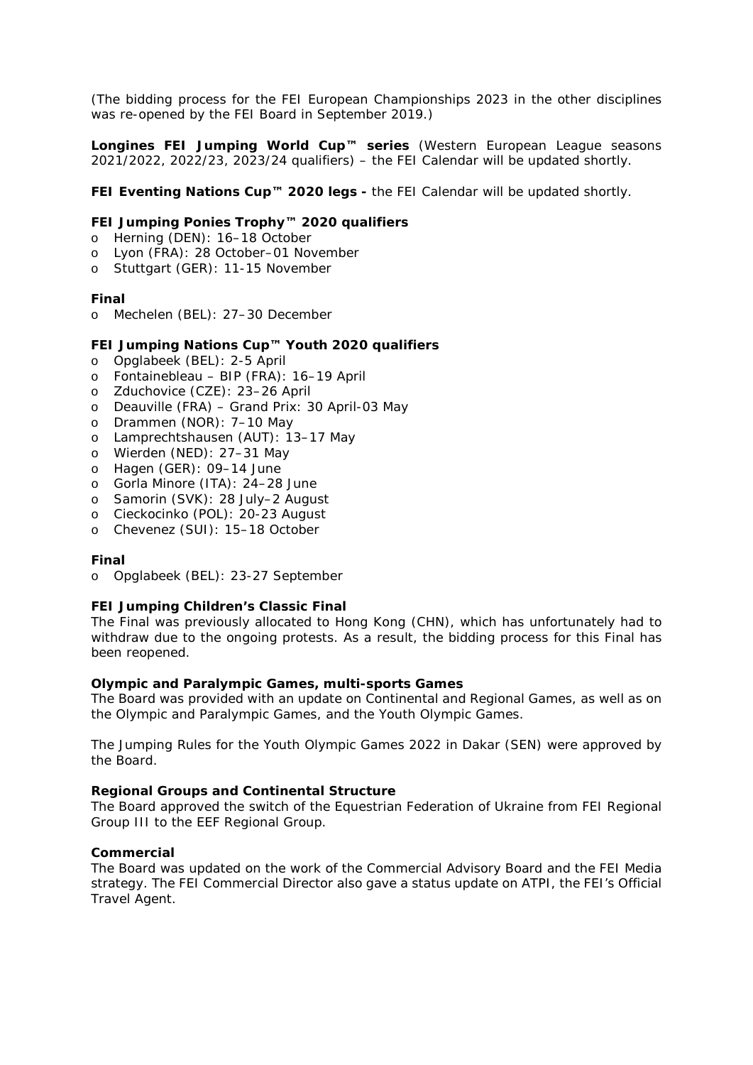(The bidding process for the FEI European Championships 2023 in the other disciplines was re-opened by the FEI Board in September 2019.)

**Longines FEI Jumping World Cup™ series** (Western European League seasons 2021/2022, 2022/23, 2023/24 qualifiers) – the FEI Calendar will be updated shortly.

**FEI Eventing Nations Cup™ 2020 legs -** the FEI Calendar will be updated shortly.

**FEI Jumping Ponies Trophy™ 2020 qualifiers**

- Herning (DEN): 16–18 October
- Lyon (FRA): 28 October–01 November
- Stuttgart (GER): 11-15 November

**Final**

- Mechelen (BEL): 27–30 December

**FEI Jumping Nations Cup™ Youth 2020 qualifiers**

- Opglabeek (BEL): 2-5 April
- Fontainebleau – BIP (FRA): 16–19 April
- Zduchovice (CZE): 23–26 April
- Deauville (FRA) – Grand Prix: 30 April-03 May
- Drammen (NOR): 7–10 May
- Lamprechtshausen (AUT): 13–17 May
- Wierden (NED): 27–31 May
- Hagen (GER): 09–14 June
- Gorla Minore (ITA): 24–28 June
- Samorin (SVK): 28 July–2 August
- Cieckocinko (POL): 20-23 August
- Chevenez (SUI): 15–18 October

**Final**

- Opglabeek (BEL): 23-27 September

**FEI Jumping Children's Classic Final**

The Final was previously allocated to Hong Kong (CHN), which has unfortunately had to withdraw due to the ongoing protests. As a result, the bidding process for this Final has been reopened.

**Olympic and Paralympic Games, multi-sports Games**

The Board was provided with an update on Continental and Regional Games, as well as on the Olympic and Paralympic Games, and the Youth Olympic Games.

The Jumping Rules for the Youth Olympic Games 2022 in Dakar (SEN) were approved by the Board.

**Regional Groups and Continental Structure**

The Board approved the switch of the Equestrian Federation of Ukraine from FEI Regional Group III to the EEF Regional Group.

**Commercial**

The Board was updated on the work of the Commercial Advisory Board and the FEI Media strategy. The FEI Commercial Director also gave a status update on ATPI, the FEI's Official Travel Agent.